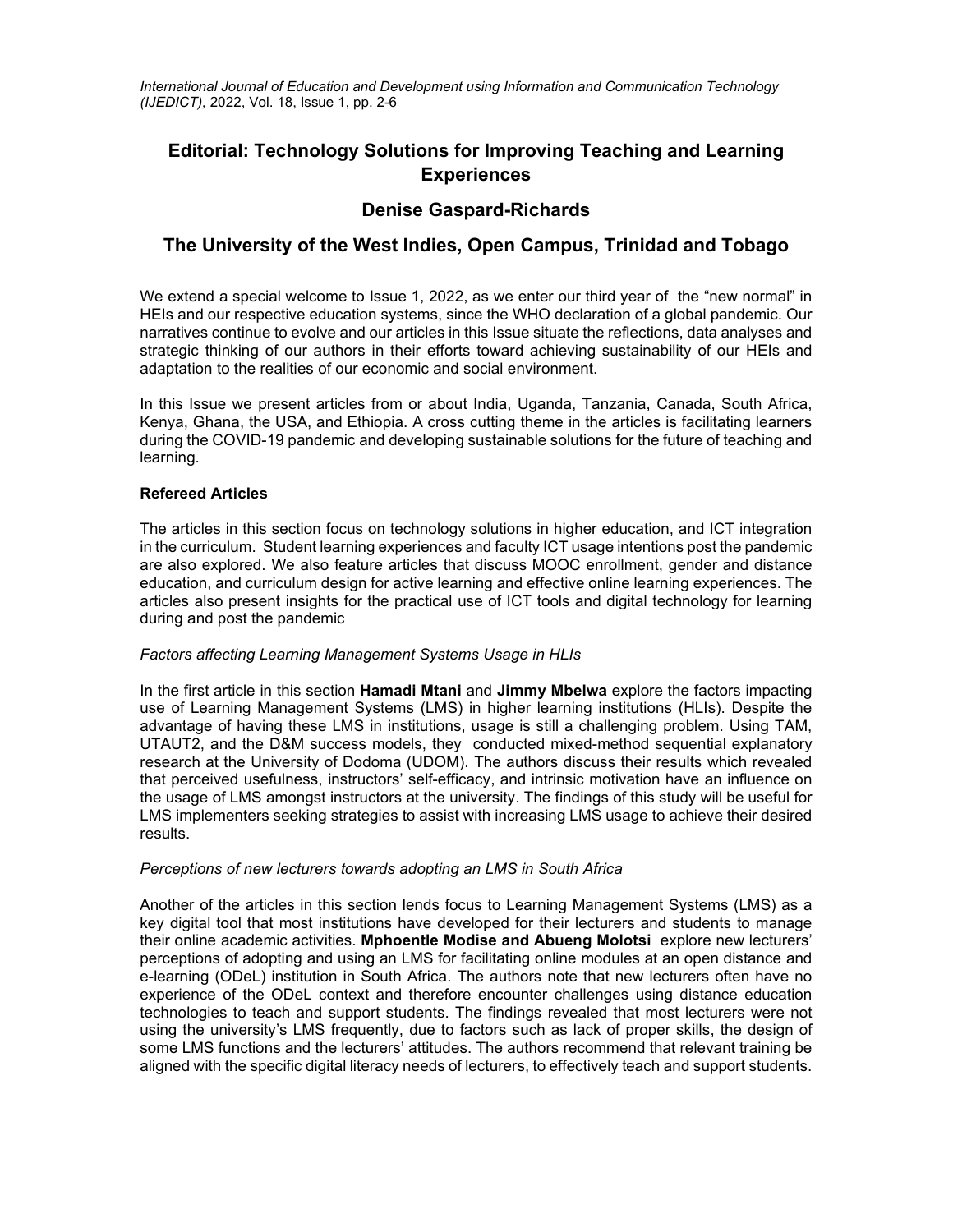# Editorial: Technology Solutions for Improving Teaching and Learning Experiences

## Denise Gaspard-Richards

## The University of the West Indies, Open Campus, Trinidad and Tobago

We extend a special welcome to Issue 1, 2022, as we enter our third year of the "new normal" in HEIs and our respective education systems, since the WHO declaration of a global pandemic. Our narratives continue to evolve and our articles in this Issue situate the reflections, data analyses and strategic thinking of our authors in their efforts toward achieving sustainability of our HEIs and adaptation to the realities of our economic and social environment.

In this Issue we present articles from or about India, Uganda, Tanzania, Canada, South Africa, Kenya, Ghana, the USA, and Ethiopia. A cross cutting theme in the articles is facilitating learners during the COVID-19 pandemic and developing sustainable solutions for the future of teaching and learning.

**Refereed Articles**

The articles in this section focus on technology solutions in higher education, and ICT integration in the curriculum. Student learning experiences and faculty ICT usage intentions post the pandemic are also explored. We also feature articles that discuss MOOC enrollment, gender and distance education, and curriculum design for active learning and effective online learning experiences. The articles also present insights for the practical use of ICT tools and digital technology for learning during and post the pandemic

*Factors affecting Learning Management Systems Usage in HLIs*

In the first article in this section **Hamadi Mtani** and **Jimmy Mbelwa** explore the factors impacting use of Learning Management Systems (LMS) in higher learning institutions (HLIs). Despite the advantage of having these LMS in institutions, usage is still a challenging problem. Using TAM, UTAUT2, and the D&M success models, they conducted mixed-method sequential explanatory research at the University of Dodoma (UDOM). The authors discuss their results which revealed that perceived usefulness, instructors' self-efficacy, and intrinsic motivation have an influence on the usage of LMS amongst instructors at the university. The findings of this study will be useful for LMS implementers seeking strategies to assist with increasing LMS usage to achieve their desired results.

*Perceptions of new lecturers towards adopting an LMS in South Africa*

Another of the articles in this section lends focus to Learning Management Systems (LMS) as a key digital tool that most institutions have developed for their lecturers and students to manage their online academic activities. **Mphoentle Modise and Abueng Molotsi** explore new lecturers' perceptions of adopting and using an LMS for facilitating online modules at an open distance and e-learning (ODeL) institution in South Africa. The authors note that new lecturers often have no experience of the ODeL context and therefore encounter challenges using distance education technologies to teach and support students. The findings revealed that most lecturers were not using the university's LMS frequently, due to factors such as lack of proper skills, the design of some LMS functions and the lecturers' attitudes. The authors recommend that relevant training be aligned with the specific digital literacy needs of lecturers, to effectively teach and support students.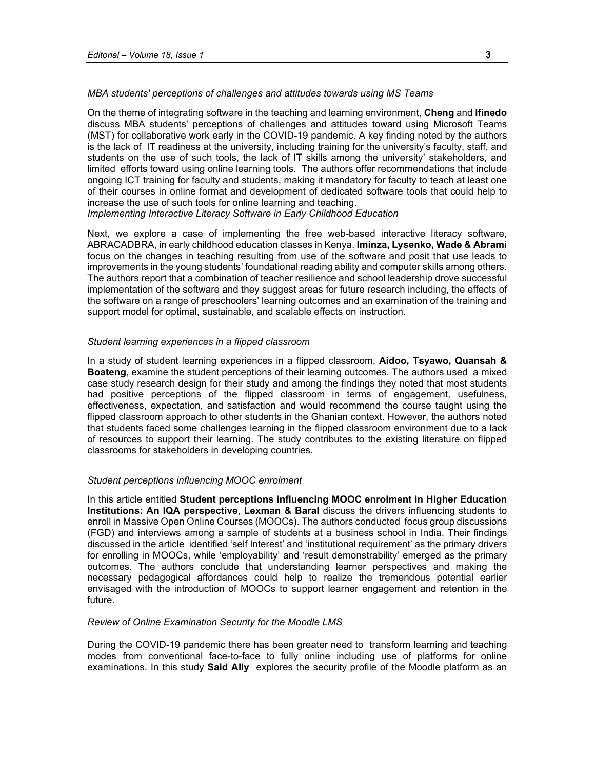*MBA students' perceptions of challenges and attitudes towards using MS Teams*

On the theme of integrating software in the teaching and learning environment, **Cheng** and **Ifinedo** discuss MBA students' perceptions of challenges and attitudes toward using Microsoft Teams (MST) for collaborative work early in the COVID-19 pandemic. A key finding noted by the authors is the lack of IT readiness at the university, including training for the university's faculty, staff, and students on the use of such tools, the lack of IT skills among the university' stakeholders, and limited efforts toward using online learning tools. The authors offer recommendations that include ongoing ICT training for faculty and students, making it mandatory for faculty to teach at least one of their courses in online format and development of dedicated software tools that could help to increase the use of such tools for online learning and teaching.

*Implementing Interactive Literacy Software in Early Childhood Education*

Next, we explore a case of implementing the free web-based interactive literacy software, ABRACADBRA, in early childhood education classes in Kenya. **Iminza, Lysenko, Wade & Abrami** focus on the changes in teaching resulting from use of the software and posit that use leads to improvements in the young students' foundational reading ability and computer skills among others. The authors report that a combination of teacher resilience and school leadership drove successful implementation of the software and they suggest areas for future research including, the effects of the software on a range of preschoolers' learning outcomes and an examination of the training and support model for optimal, sustainable, and scalable effects on instruction.

*Student learning experiences in a flipped classroom*

In a study of student learning experiences in a flipped classroom, **Aidoo, Tsyawo, Quansah & Boateng**, examine the student perceptions of their learning outcomes. The authors used a mixed case study research design for their study and among the findings they noted that most students had positive perceptions of the flipped classroom in terms of engagement, usefulness, effectiveness, expectation, and satisfaction and would recommend the course taught using the flipped classroom approach to other students in the Ghanian context. However, the authors noted that students faced some challenges learning in the flipped classroom environment due to a lack of resources to support their learning. The study contributes to the existing literature on flipped classrooms for stakeholders in developing countries.

*Student perceptions influencing MOOC enrolment*

In this article entitled **Student perceptions influencing MOOC enrolment in Higher Education Institutions: An IQA perspective**, **Lexman & Baral** discuss the drivers influencing students to enroll in Massive Open Online Courses (MOOCs). The authors conducted focus group discussions (FGD) and interviews among a sample of students at a business school in India. Their findings discussed in the article identified 'self Interest' and 'institutional requirement' as the primary drivers for enrolling in MOOCs, while 'employability' and 'result demonstrability' emerged as the primary outcomes. The authors conclude that understanding learner perspectives and making the necessary pedagogical affordances could help to realize the tremendous potential earlier envisaged with the introduction of MOOCs to support learner engagement and retention in the future.

*Review of Online Examination Security for the Moodle LMS*

During the COVID-19 pandemic there has been greater need to transform learning and teaching modes from conventional face-to-face to fully online including use of platforms for online examinations. In this study **Said Ally** explores the security profile of the Moodle platform as an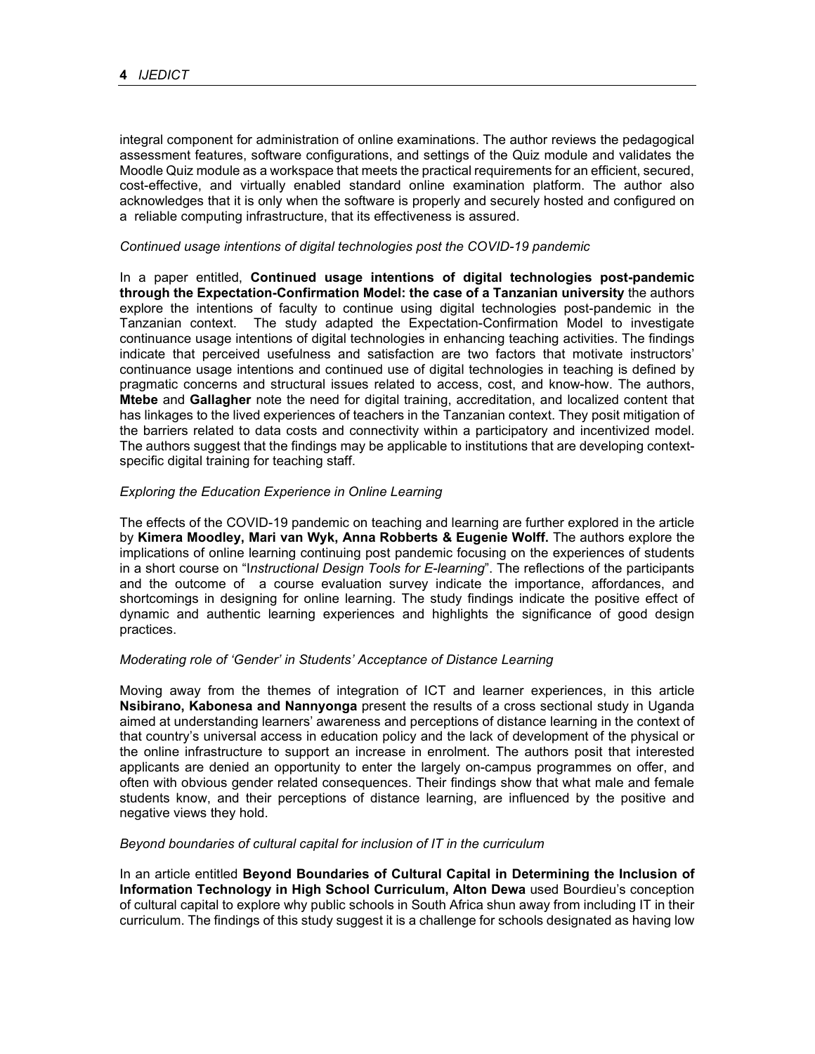integral component for administration of online examinations. The author reviews the pedagogical assessment features, software configurations, and settings of the Quiz module and validates the Moodle Quiz module as a workspace that meets the practical requirements for an efficient, secured, cost-effective, and virtually enabled standard online examination platform. The author also acknowledges that it is only when the software is properly and securely hosted and configured on a reliable computing infrastructure, that its effectiveness is assured.

*Continued usage intentions of digital technologies post the COVID-19 pandemic*

In a paper entitled, **Continued usage intentions of digital technologies post-pandemic through the Expectation-Confirmation Model: the case of a Tanzanian university** the authors explore the intentions of faculty to continue using digital technologies post-pandemic in the Tanzanian context. The study adapted the Expectation-Confirmation Model to investigate continuance usage intentions of digital technologies in enhancing teaching activities. The findings indicate that perceived usefulness and satisfaction are two factors that motivate instructors' continuance usage intentions and continued use of digital technologies in teaching is defined by pragmatic concerns and structural issues related to access, cost, and know-how. The authors, **Mtebe** and **Gallagher** note the need for digital training, accreditation, and localized content that has linkages to the lived experiences of teachers in the Tanzanian context. They posit mitigation of the barriers related to data costs and connectivity within a participatory and incentivized model. The authors suggest that the findings may be applicable to institutions that are developing context-specific digital training for teaching staff.

*Exploring the Education Experience in Online Learning*

The effects of the COVID-19 pandemic on teaching and learning are further explored in the article by **Kimera Moodley, Mari van Wyk, Anna Robberts & Eugenie Wolff.** The authors explore the implications of online learning continuing post pandemic focusing on the experiences of students in a short course on "*Instructional Design Tools for E-learning*". The reflections of the participants and the outcome of a course evaluation survey indicate the importance, affordances, and shortcomings in designing for online learning. The study findings indicate the positive effect of dynamic and authentic learning experiences and highlights the significance of good design practices.

*Moderating role of 'Gender' in Students' Acceptance of Distance Learning*

Moving away from the themes of integration of ICT and learner experiences, in this article **Nsibirano, Kabonesa and Nannyonga** present the results of a cross sectional study in Uganda aimed at understanding learners' awareness and perceptions of distance learning in the context of that country's universal access in education policy and the lack of development of the physical or the online infrastructure to support an increase in enrolment. The authors posit that interested applicants are denied an opportunity to enter the largely on-campus programmes on offer, and often with obvious gender related consequences. Their findings show that what male and female students know, and their perceptions of distance learning, are influenced by the positive and negative views they hold.

*Beyond boundaries of cultural capital for inclusion of IT in the curriculum*

In an article entitled **Beyond Boundaries of Cultural Capital in Determining the Inclusion of Information Technology in High School Curriculum, Alton Dewa** used Bourdieu's conception of cultural capital to explore why public schools in South Africa shun away from including IT in their curriculum. The findings of this study suggest it is a challenge for schools designated as having low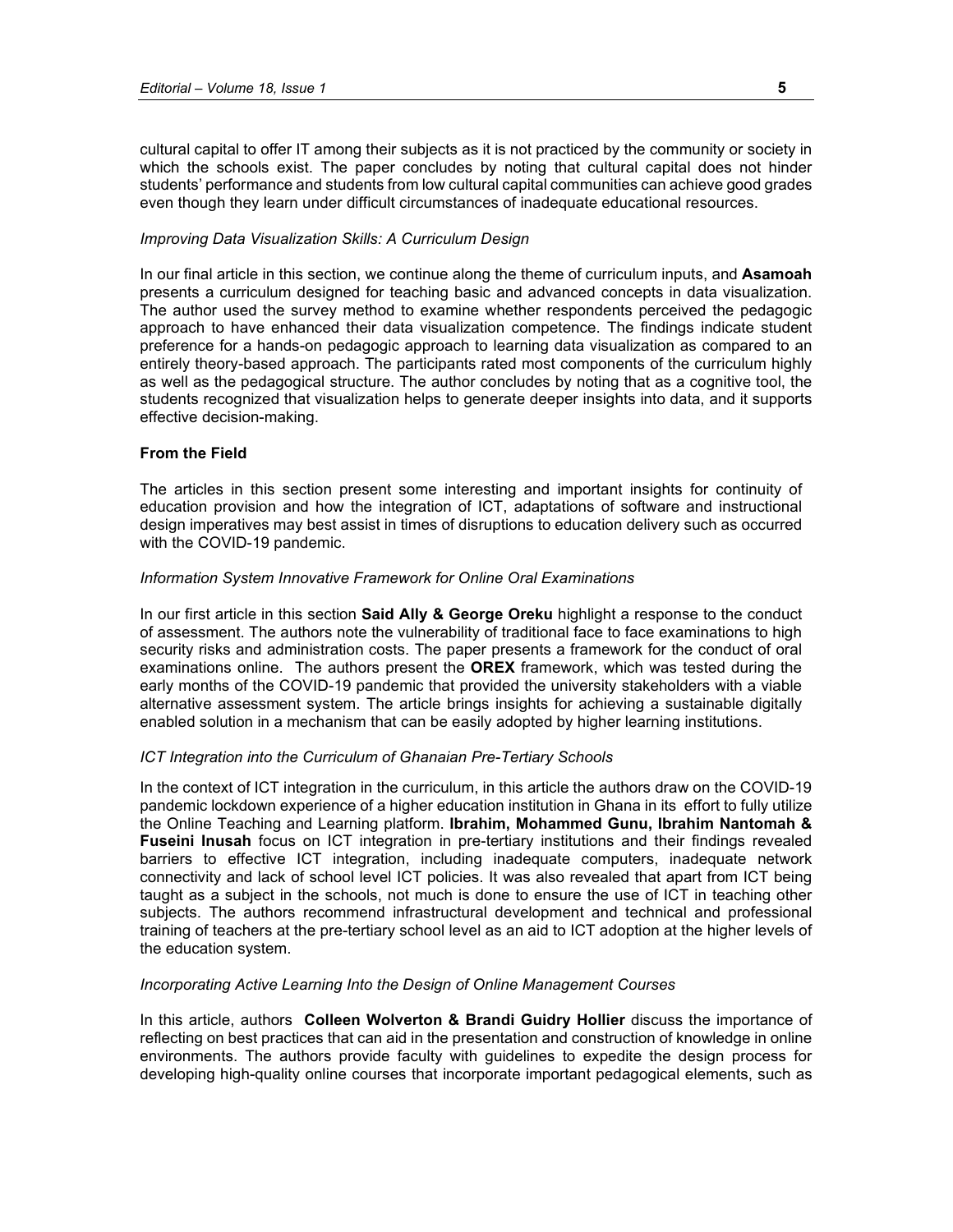cultural capital to offer IT among their subjects as it is not practiced by the community or society in which the schools exist. The paper concludes by noting that cultural capital does not hinder students' performance and students from low cultural capital communities can achieve good grades even though they learn under difficult circumstances of inadequate educational resources.

*Improving Data Visualization Skills: A Curriculum Design*

In our final article in this section, we continue along the theme of curriculum inputs, and **Asamoah** presents a curriculum designed for teaching basic and advanced concepts in data visualization. The author used the survey method to examine whether respondents perceived the pedagogic approach to have enhanced their data visualization competence. The findings indicate student preference for a hands-on pedagogic approach to learning data visualization as compared to an entirely theory-based approach. The participants rated most components of the curriculum highly as well as the pedagogical structure. The author concludes by noting that as a cognitive tool, the students recognized that visualization helps to generate deeper insights into data, and it supports effective decision-making.

**From the Field**

The articles in this section present some interesting and important insights for continuity of education provision and how the integration of ICT, adaptations of software and instructional design imperatives may best assist in times of disruptions to education delivery such as occurred with the COVID-19 pandemic.

*Information System Innovative Framework for Online Oral Examinations*

In our first article in this section **Said Ally & George Oreku** highlight a response to the conduct of assessment. The authors note the vulnerability of traditional face to face examinations to high security risks and administration costs. The paper presents a framework for the conduct of oral examinations online. The authors present the **OREX** framework, which was tested during the early months of the COVID-19 pandemic that provided the university stakeholders with a viable alternative assessment system. The article brings insights for achieving a sustainable digitally enabled solution in a mechanism that can be easily adopted by higher learning institutions.

*ICT Integration into the Curriculum of Ghanaian Pre-Tertiary Schools*

In the context of ICT integration in the curriculum, in this article the authors draw on the COVID-19 pandemic lockdown experience of a higher education institution in Ghana in its effort to fully utilize the Online Teaching and Learning platform. **Ibrahim, Mohammed Gunu, Ibrahim Nantomah & Fuseini Inusah** focus on ICT integration in pre-tertiary institutions and their findings revealed barriers to effective ICT integration, including inadequate computers, inadequate network connectivity and lack of school level ICT policies. It was also revealed that apart from ICT being taught as a subject in the schools, not much is done to ensure the use of ICT in teaching other subjects. The authors recommend infrastructural development and technical and professional training of teachers at the pre-tertiary school level as an aid to ICT adoption at the higher levels of the education system.

*Incorporating Active Learning Into the Design of Online Management Courses*

In this article, authors **Colleen Wolverton & Brandi Guidry Hollier** discuss the importance of reflecting on best practices that can aid in the presentation and construction of knowledge in online environments. The authors provide faculty with guidelines to expedite the design process for developing high-quality online courses that incorporate important pedagogical elements, such as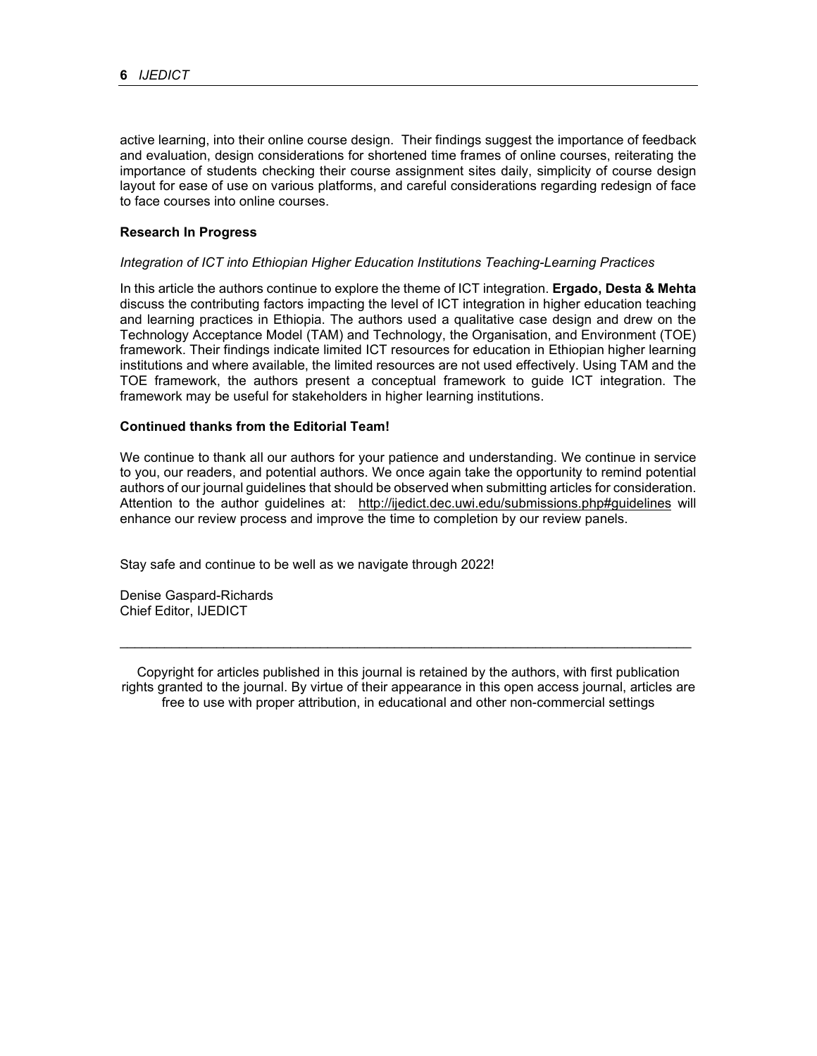active learning, into their online course design. Their findings suggest the importance of feedback and evaluation, design considerations for shortened time frames of online courses, reiterating the importance of students checking their course assignment sites daily, simplicity of course design layout for ease of use on various platforms, and careful considerations regarding redesign of face to face courses into online courses.

### Research In Progress

*Integration of ICT into Ethiopian Higher Education Institutions Teaching-Learning Practices*

In this article the authors continue to explore the theme of ICT integration. **Ergado, Desta & Mehta** discuss the contributing factors impacting the level of ICT integration in higher education teaching and learning practices in Ethiopia. The authors used a qualitative case design and drew on the Technology Acceptance Model (TAM) and Technology, the Organisation, and Environment (TOE) framework. Their findings indicate limited ICT resources for education in Ethiopian higher learning institutions and where available, the limited resources are not used effectively. Using TAM and the TOE framework, the authors present a conceptual framework to guide ICT integration. The framework may be useful for stakeholders in higher learning institutions.

### Continued thanks from the Editorial Team!

We continue to thank all our authors for your patience and understanding. We continue in service to you, our readers, and potential authors. We once again take the opportunity to remind potential authors of our journal guidelines that should be observed when submitting articles for consideration. Attention to the author guidelines at: http://ijedict.dec.uwi.edu/submissions.php#guidelines will enhance our review process and improve the time to completion by our review panels.

Stay safe and continue to be well as we navigate through 2022!

Denise Gaspard-Richards  
Chief Editor, IJEDICT

---

Copyright for articles published in this journal is retained by the authors, with first publication rights granted to the journal. By virtue of their appearance in this open access journal, articles are free to use with proper attribution, in educational and other non-commercial settings